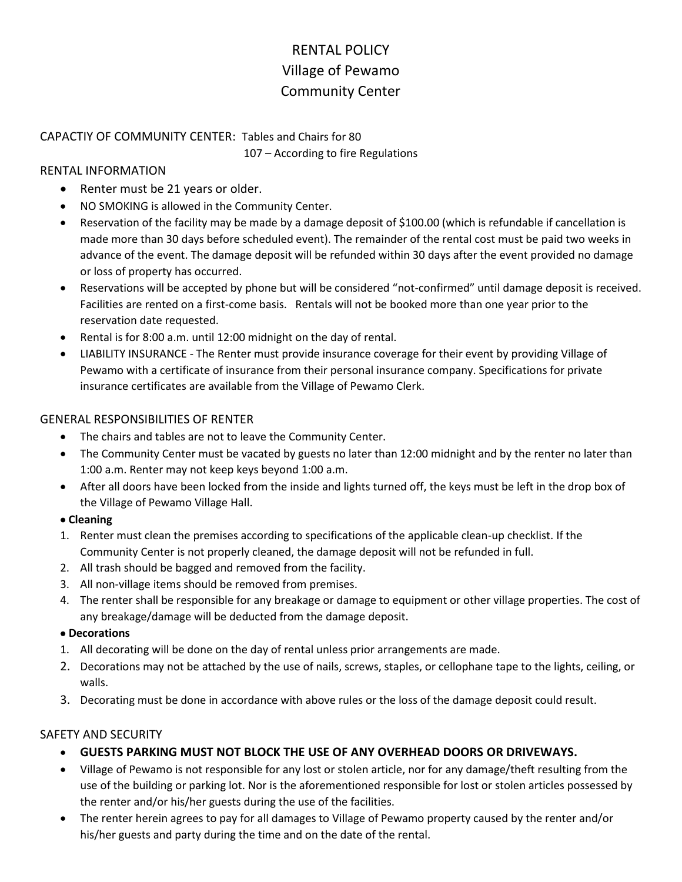# RENTAL POLICY
# Village of Pewamo
# Community Center

CAPACTIY OF COMMUNITY CENTER: Tables and Chairs for 80
107 – According to fire Regulations

## RENTAL INFORMATION

- Renter must be 21 years or older.
- NO SMOKING is allowed in the Community Center.
- Reservation of the facility may be made by a damage deposit of $100.00 (which is refundable if cancellation is made more than 30 days before scheduled event). The remainder of the rental cost must be paid two weeks in advance of the event. The damage deposit will be refunded within 30 days after the event provided no damage or loss of property has occurred.
- Reservations will be accepted by phone but will be considered "not-confirmed" until damage deposit is received. Facilities are rented on a first-come basis. Rentals will not be booked more than one year prior to the reservation date requested.
- Rental is for 8:00 a.m. until 12:00 midnight on the day of rental.
- LIABILITY INSURANCE - The Renter must provide insurance coverage for their event by providing Village of Pewamo with a certificate of insurance from their personal insurance company. Specifications for private insurance certificates are available from the Village of Pewamo Clerk.

## GENERAL RESPONSIBILITIES OF RENTER

- The chairs and tables are not to leave the Community Center.
- The Community Center must be vacated by guests no later than 12:00 midnight and by the renter no later than 1:00 a.m. Renter may not keep keys beyond 1:00 a.m.
- After all doors have been locked from the inside and lights turned off, the keys must be left in the drop box of the Village of Pewamo Village Hall.
- **Cleaning**

1. Renter must clean the premises according to specifications of the applicable clean-up checklist. If the Community Center is not properly cleaned, the damage deposit will not be refunded in full.
2. All trash should be bagged and removed from the facility.
3. All non-village items should be removed from premises.
4. The renter shall be responsible for any breakage or damage to equipment or other village properties. The cost of any breakage/damage will be deducted from the damage deposit.

- **Decorations**

1. All decorating will be done on the day of rental unless prior arrangements are made.
2. Decorations may not be attached by the use of nails, screws, staples, or cellophane tape to the lights, ceiling, or walls.
3. Decorating must be done in accordance with above rules or the loss of the damage deposit could result.

## SAFETY AND SECURITY

- **GUESTS PARKING MUST NOT BLOCK THE USE OF ANY OVERHEAD DOORS OR DRIVEWAYS.**
- Village of Pewamo is not responsible for any lost or stolen article, nor for any damage/theft resulting from the use of the building or parking lot. Nor is the aforementioned responsible for lost or stolen articles possessed by the renter and/or his/her guests during the use of the facilities.
- The renter herein agrees to pay for all damages to Village of Pewamo property caused by the renter and/or his/her guests and party during the time and on the date of the rental.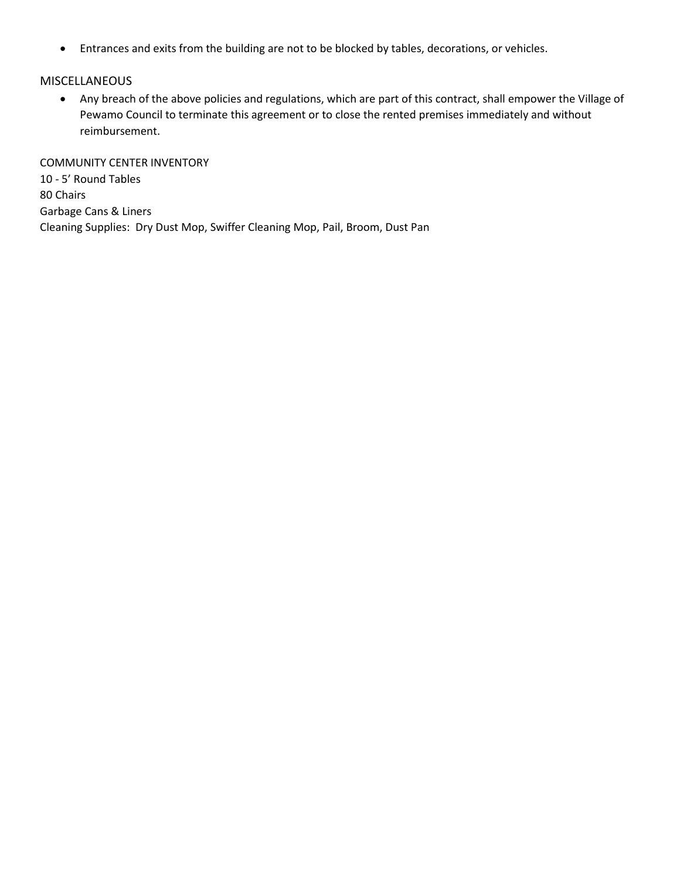- Entrances and exits from the building are not to be blocked by tables, decorations, or vehicles.

## MISCELLANEOUS

- Any breach of the above policies and regulations, which are part of this contract, shall empower the Village of Pewamo Council to terminate this agreement or to close the rented premises immediately and without reimbursement.

COMMUNITY CENTER INVENTORY
10 - 5’ Round Tables
80 Chairs
Garbage Cans & Liners
Cleaning Supplies: Dry Dust Mop, Swiffer Cleaning Mop, Pail, Broom, Dust Pan